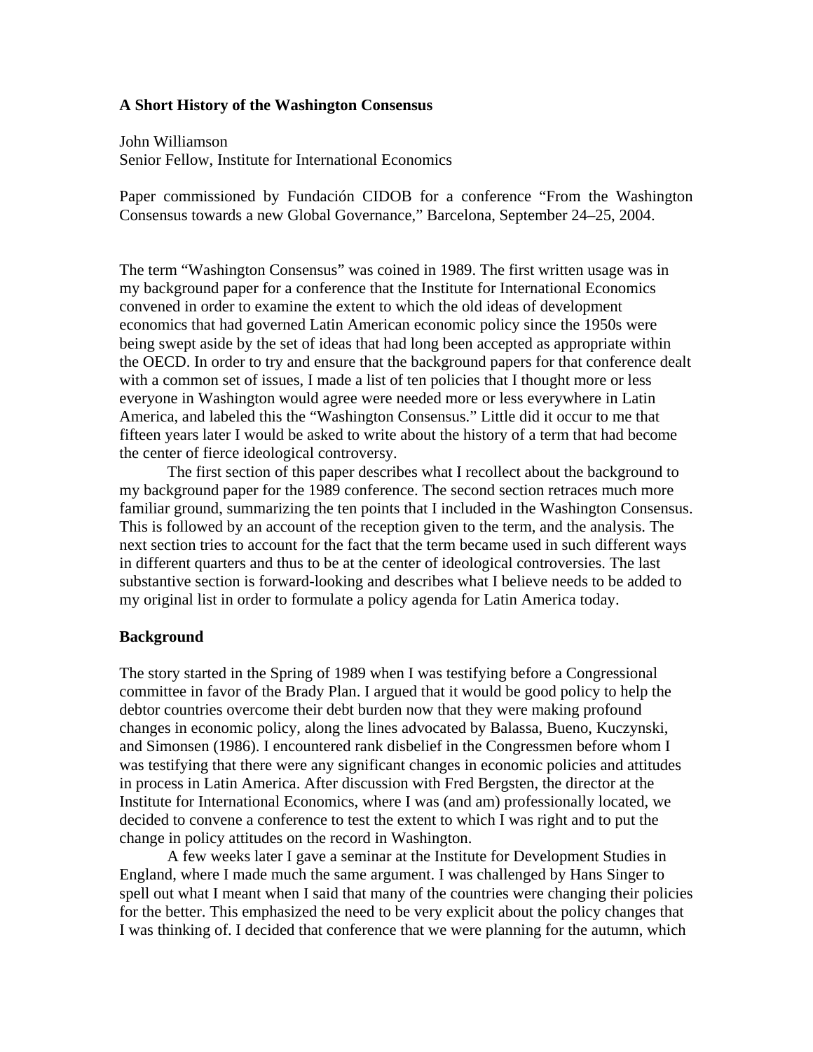# A Short History of the Washington Consensus

John Williamson
Senior Fellow, Institute for International Economics

Paper commissioned by Fundación CIDOB for a conference "From the Washington Consensus towards a new Global Governance," Barcelona, September 24–25, 2004.

The term "Washington Consensus" was coined in 1989. The first written usage was in my background paper for a conference that the Institute for International Economics convened in order to examine the extent to which the old ideas of development economics that had governed Latin American economic policy since the 1950s were being swept aside by the set of ideas that had long been accepted as appropriate within the OECD. In order to try and ensure that the background papers for that conference dealt with a common set of issues, I made a list of ten policies that I thought more or less everyone in Washington would agree were needed more or less everywhere in Latin America, and labeled this the "Washington Consensus." Little did it occur to me that fifteen years later I would be asked to write about the history of a term that had become the center of fierce ideological controversy.

The first section of this paper describes what I recollect about the background to my background paper for the 1989 conference. The second section retraces much more familiar ground, summarizing the ten points that I included in the Washington Consensus. This is followed by an account of the reception given to the term, and the analysis. The next section tries to account for the fact that the term became used in such different ways in different quarters and thus to be at the center of ideological controversies. The last substantive section is forward-looking and describes what I believe needs to be added to my original list in order to formulate a policy agenda for Latin America today.

## Background

The story started in the Spring of 1989 when I was testifying before a Congressional committee in favor of the Brady Plan. I argued that it would be good policy to help the debtor countries overcome their debt burden now that they were making profound changes in economic policy, along the lines advocated by Balassa, Bueno, Kuczynski, and Simonsen (1986). I encountered rank disbelief in the Congressmen before whom I was testifying that there were any significant changes in economic policies and attitudes in process in Latin America. After discussion with Fred Bergsten, the director at the Institute for International Economics, where I was (and am) professionally located, we decided to convene a conference to test the extent to which I was right and to put the change in policy attitudes on the record in Washington.

A few weeks later I gave a seminar at the Institute for Development Studies in England, where I made much the same argument. I was challenged by Hans Singer to spell out what I meant when I said that many of the countries were changing their policies for the better. This emphasized the need to be very explicit about the policy changes that I was thinking of. I decided that conference that we were planning for the autumn, which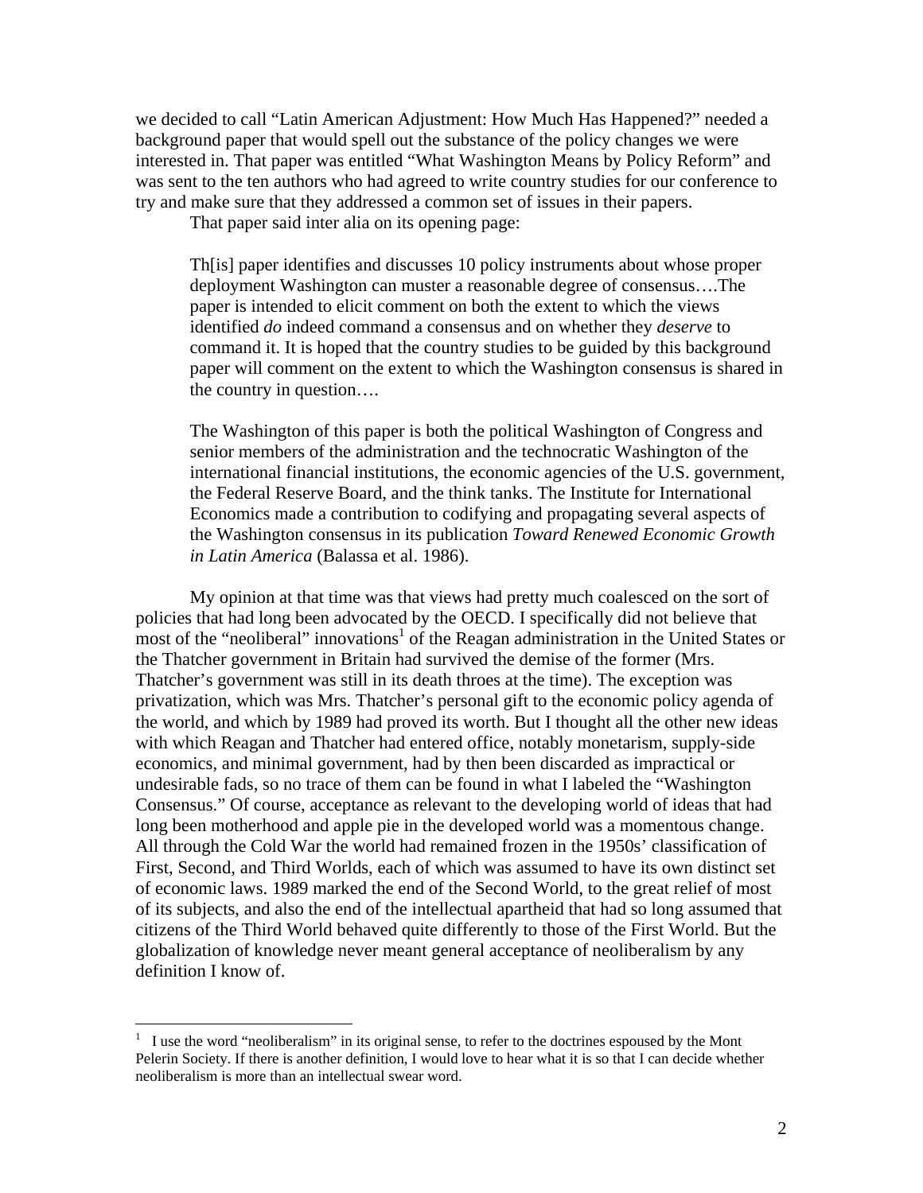we decided to call "Latin American Adjustment: How Much Has Happened?" needed a background paper that would spell out the substance of the policy changes we were interested in. That paper was entitled "What Washington Means by Policy Reform" and was sent to the ten authors who had agreed to write country studies for our conference to try and make sure that they addressed a common set of issues in their papers.

That paper said inter alia on its opening page:

> Th[is] paper identifies and discusses 10 policy instruments about whose proper deployment Washington can muster a reasonable degree of consensus….The paper is intended to elicit comment on both the extent to which the views identified *do* indeed command a consensus and on whether they *deserve* to command it. It is hoped that the country studies to be guided by this background paper will comment on the extent to which the Washington consensus is shared in the country in question….
>
> The Washington of this paper is both the political Washington of Congress and senior members of the administration and the technocratic Washington of the international financial institutions, the economic agencies of the U.S. government, the Federal Reserve Board, and the think tanks. The Institute for International Economics made a contribution to codifying and propagating several aspects of the Washington consensus in its publication *Toward Renewed Economic Growth in Latin America* (Balassa et al. 1986).

My opinion at that time was that views had pretty much coalesced on the sort of policies that had long been advocated by the OECD. I specifically did not believe that most of the "neoliberal" innovations[1] of the Reagan administration in the United States or the Thatcher government in Britain had survived the demise of the former (Mrs. Thatcher's government was still in its death throes at the time). The exception was privatization, which was Mrs. Thatcher's personal gift to the economic policy agenda of the world, and which by 1989 had proved its worth. But I thought all the other new ideas with which Reagan and Thatcher had entered office, notably monetarism, supply-side economics, and minimal government, had by then been discarded as impractical or undesirable fads, so no trace of them can be found in what I labeled the "Washington Consensus." Of course, acceptance as relevant to the developing world of ideas that had long been motherhood and apple pie in the developed world was a momentous change. All through the Cold War the world had remained frozen in the 1950s' classification of First, Second, and Third Worlds, each of which was assumed to have its own distinct set of economic laws. 1989 marked the end of the Second World, to the great relief of most of its subjects, and also the end of the intellectual apartheid that had so long assumed that citizens of the Third World behaved quite differently to those of the First World. But the globalization of knowledge never meant general acceptance of neoliberalism by any definition I know of.

[1] I use the word "neoliberalism" in its original sense, to refer to the doctrines espoused by the Mont Pelerin Society. If there is another definition, I would love to hear what it is so that I can decide whether neoliberalism is more than an intellectual swear word.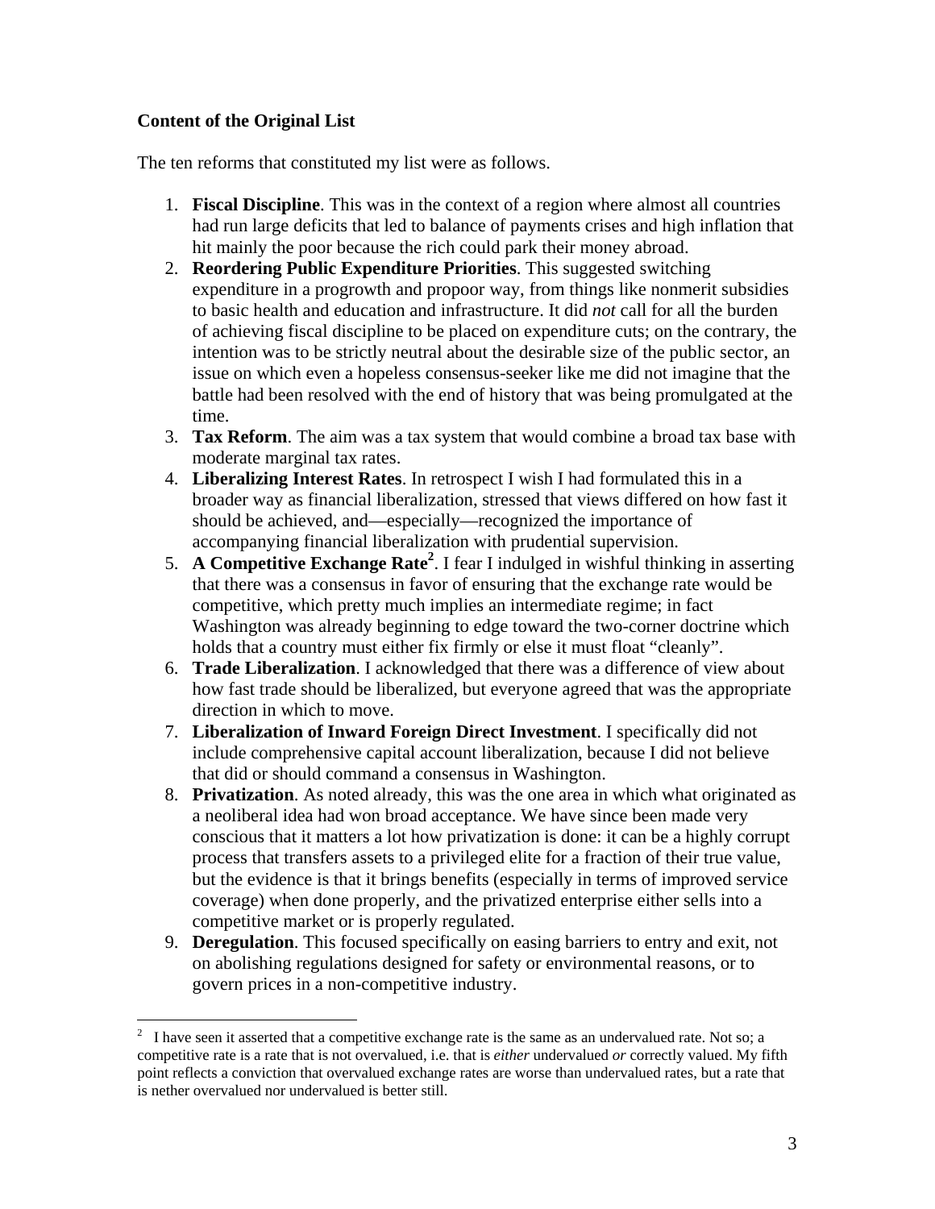**Content of the Original List**

The ten reforms that constituted my list were as follows.

1. **Fiscal Discipline**. This was in the context of a region where almost all countries had run large deficits that led to balance of payments crises and high inflation that hit mainly the poor because the rich could park their money abroad.
2. **Reordering Public Expenditure Priorities**. This suggested switching expenditure in a progrowth and propoor way, from things like nonmerit subsidies to basic health and education and infrastructure. It did *not* call for all the burden of achieving fiscal discipline to be placed on expenditure cuts; on the contrary, the intention was to be strictly neutral about the desirable size of the public sector, an issue on which even a hopeless consensus-seeker like me did not imagine that the battle had been resolved with the end of history that was being promulgated at the time.
3. **Tax Reform**. The aim was a tax system that would combine a broad tax base with moderate marginal tax rates.
4. **Liberalizing Interest Rates**. In retrospect I wish I had formulated this in a broader way as financial liberalization, stressed that views differed on how fast it should be achieved, and—especially—recognized the importance of accompanying financial liberalization with prudential supervision.
5. **A Competitive Exchange Rate**[2]. I fear I indulged in wishful thinking in asserting that there was a consensus in favor of ensuring that the exchange rate would be competitive, which pretty much implies an intermediate regime; in fact Washington was already beginning to edge toward the two-corner doctrine which holds that a country must either fix firmly or else it must float "cleanly".
6. **Trade Liberalization**. I acknowledged that there was a difference of view about how fast trade should be liberalized, but everyone agreed that was the appropriate direction in which to move.
7. **Liberalization of Inward Foreign Direct Investment**. I specifically did not include comprehensive capital account liberalization, because I did not believe that did or should command a consensus in Washington.
8. **Privatization**. As noted already, this was the one area in which what originated as a neoliberal idea had won broad acceptance. We have since been made very conscious that it matters a lot how privatization is done: it can be a highly corrupt process that transfers assets to a privileged elite for a fraction of their true value, but the evidence is that it brings benefits (especially in terms of improved service coverage) when done properly, and the privatized enterprise either sells into a competitive market or is properly regulated.
9. **Deregulation**. This focused specifically on easing barriers to entry and exit, not on abolishing regulations designed for safety or environmental reasons, or to govern prices in a non-competitive industry.

[2] I have seen it asserted that a competitive exchange rate is the same as an undervalued rate. Not so; a competitive rate is a rate that is not overvalued, i.e. that is *either* undervalued *or* correctly valued. My fifth point reflects a conviction that overvalued exchange rates are worse than undervalued rates, but a rate that is nether overvalued nor undervalued is better still.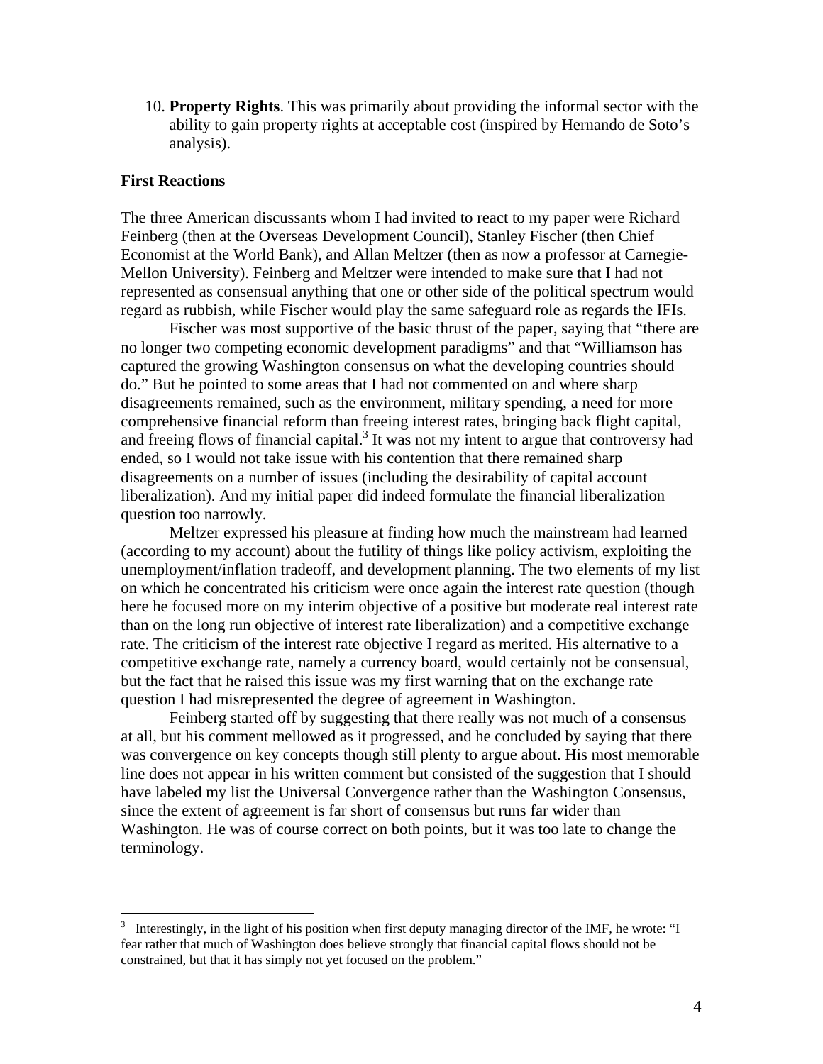10. **Property Rights**. This was primarily about providing the informal sector with the ability to gain property rights at acceptable cost (inspired by Hernando de Soto's analysis).

**First Reactions**

The three American discussants whom I had invited to react to my paper were Richard Feinberg (then at the Overseas Development Council), Stanley Fischer (then Chief Economist at the World Bank), and Allan Meltzer (then as now a professor at Carnegie-Mellon University). Feinberg and Meltzer were intended to make sure that I had not represented as consensual anything that one or other side of the political spectrum would regard as rubbish, while Fischer would play the same safeguard role as regards the IFIs.

Fischer was most supportive of the basic thrust of the paper, saying that "there are no longer two competing economic development paradigms" and that "Williamson has captured the growing Washington consensus on what the developing countries should do." But he pointed to some areas that I had not commented on and where sharp disagreements remained, such as the environment, military spending, a need for more comprehensive financial reform than freeing interest rates, bringing back flight capital, and freeing flows of financial capital.[3] It was not my intent to argue that controversy had ended, so I would not take issue with his contention that there remained sharp disagreements on a number of issues (including the desirability of capital account liberalization). And my initial paper did indeed formulate the financial liberalization question too narrowly.

Meltzer expressed his pleasure at finding how much the mainstream had learned (according to my account) about the futility of things like policy activism, exploiting the unemployment/inflation tradeoff, and development planning. The two elements of my list on which he concentrated his criticism were once again the interest rate question (though here he focused more on my interim objective of a positive but moderate real interest rate than on the long run objective of interest rate liberalization) and a competitive exchange rate. The criticism of the interest rate objective I regard as merited. His alternative to a competitive exchange rate, namely a currency board, would certainly not be consensual, but the fact that he raised this issue was my first warning that on the exchange rate question I had misrepresented the degree of agreement in Washington.

Feinberg started off by suggesting that there really was not much of a consensus at all, but his comment mellowed as it progressed, and he concluded by saying that there was convergence on key concepts though still plenty to argue about. His most memorable line does not appear in his written comment but consisted of the suggestion that I should have labeled my list the Universal Convergence rather than the Washington Consensus, since the extent of agreement is far short of consensus but runs far wider than Washington. He was of course correct on both points, but it was too late to change the terminology.

[3] Interestingly, in the light of his position when first deputy managing director of the IMF, he wrote: "I fear rather that much of Washington does believe strongly that financial capital flows should not be constrained, but that it has simply not yet focused on the problem."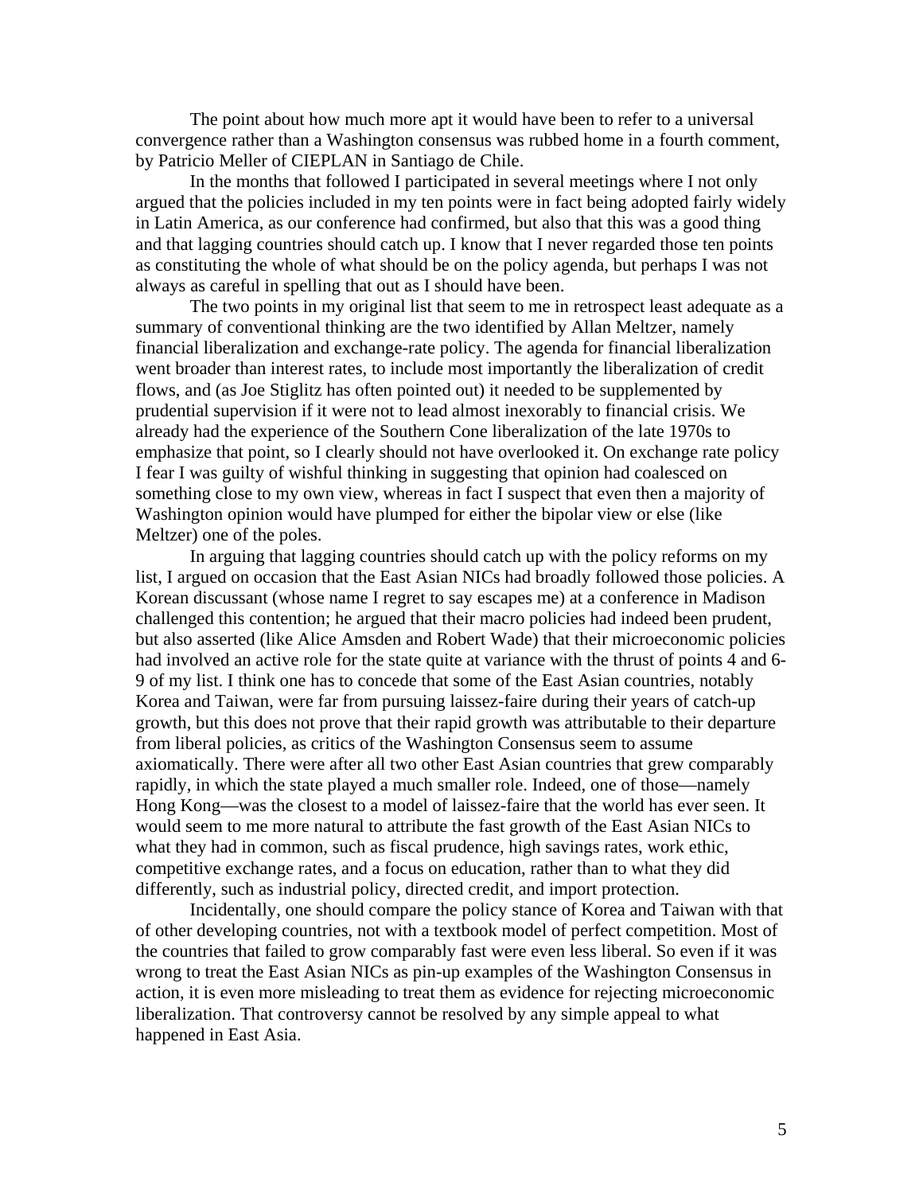The point about how much more apt it would have been to refer to a universal convergence rather than a Washington consensus was rubbed home in a fourth comment, by Patricio Meller of CIEPLAN in Santiago de Chile.

In the months that followed I participated in several meetings where I not only argued that the policies included in my ten points were in fact being adopted fairly widely in Latin America, as our conference had confirmed, but also that this was a good thing and that lagging countries should catch up. I know that I never regarded those ten points as constituting the whole of what should be on the policy agenda, but perhaps I was not always as careful in spelling that out as I should have been.

The two points in my original list that seem to me in retrospect least adequate as a summary of conventional thinking are the two identified by Allan Meltzer, namely financial liberalization and exchange-rate policy. The agenda for financial liberalization went broader than interest rates, to include most importantly the liberalization of credit flows, and (as Joe Stiglitz has often pointed out) it needed to be supplemented by prudential supervision if it were not to lead almost inexorably to financial crisis. We already had the experience of the Southern Cone liberalization of the late 1970s to emphasize that point, so I clearly should not have overlooked it. On exchange rate policy I fear I was guilty of wishful thinking in suggesting that opinion had coalesced on something close to my own view, whereas in fact I suspect that even then a majority of Washington opinion would have plumped for either the bipolar view or else (like Meltzer) one of the poles.

In arguing that lagging countries should catch up with the policy reforms on my list, I argued on occasion that the East Asian NICs had broadly followed those policies. A Korean discussant (whose name I regret to say escapes me) at a conference in Madison challenged this contention; he argued that their macro policies had indeed been prudent, but also asserted (like Alice Amsden and Robert Wade) that their microeconomic policies had involved an active role for the state quite at variance with the thrust of points 4 and 6-9 of my list. I think one has to concede that some of the East Asian countries, notably Korea and Taiwan, were far from pursuing laissez-faire during their years of catch-up growth, but this does not prove that their rapid growth was attributable to their departure from liberal policies, as critics of the Washington Consensus seem to assume axiomatically. There were after all two other East Asian countries that grew comparably rapidly, in which the state played a much smaller role. Indeed, one of those—namely Hong Kong—was the closest to a model of laissez-faire that the world has ever seen. It would seem to me more natural to attribute the fast growth of the East Asian NICs to what they had in common, such as fiscal prudence, high savings rates, work ethic, competitive exchange rates, and a focus on education, rather than to what they did differently, such as industrial policy, directed credit, and import protection.

Incidentally, one should compare the policy stance of Korea and Taiwan with that of other developing countries, not with a textbook model of perfect competition. Most of the countries that failed to grow comparably fast were even less liberal. So even if it was wrong to treat the East Asian NICs as pin-up examples of the Washington Consensus in action, it is even more misleading to treat them as evidence for rejecting microeconomic liberalization. That controversy cannot be resolved by any simple appeal to what happened in East Asia.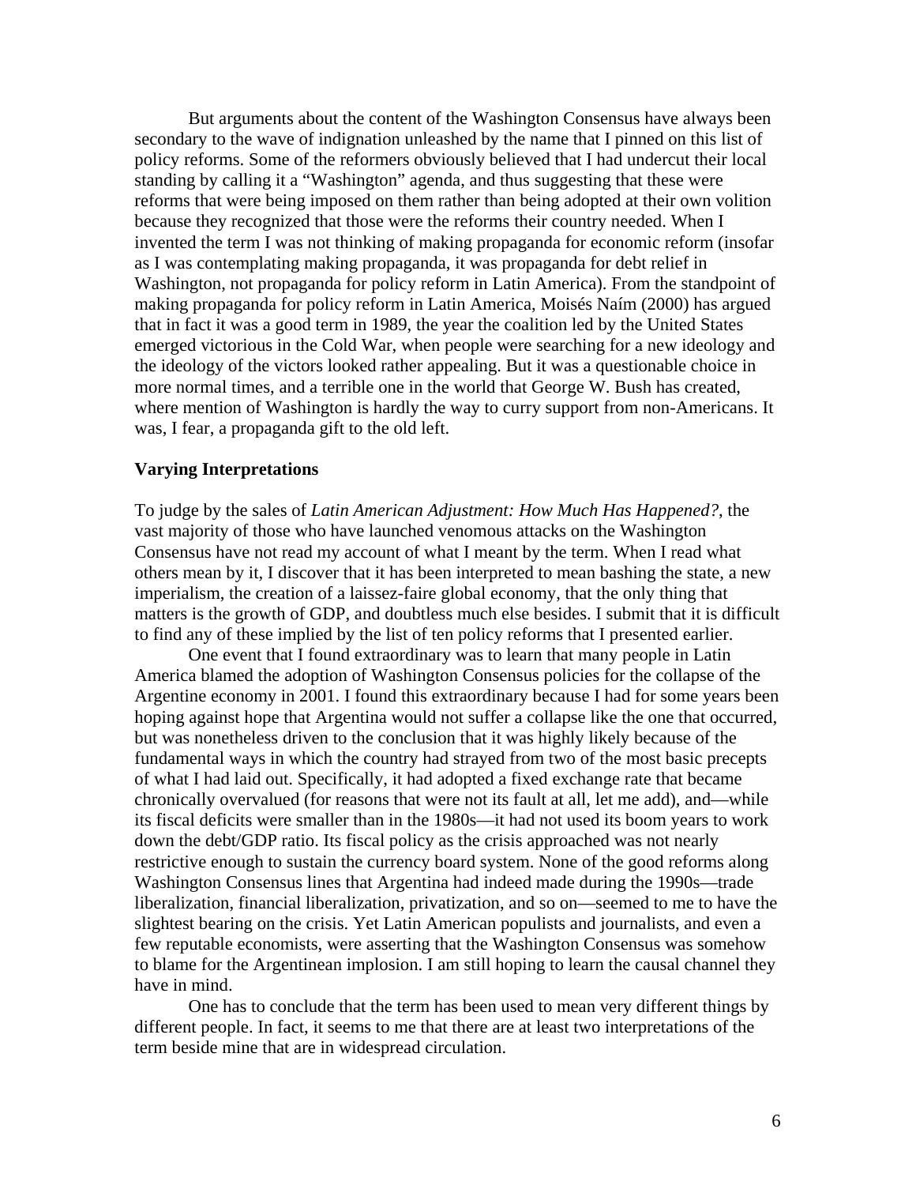But arguments about the content of the Washington Consensus have always been secondary to the wave of indignation unleashed by the name that I pinned on this list of policy reforms. Some of the reformers obviously believed that I had undercut their local standing by calling it a "Washington" agenda, and thus suggesting that these were reforms that were being imposed on them rather than being adopted at their own volition because they recognized that those were the reforms their country needed. When I invented the term I was not thinking of making propaganda for economic reform (insofar as I was contemplating making propaganda, it was propaganda for debt relief in Washington, not propaganda for policy reform in Latin America). From the standpoint of making propaganda for policy reform in Latin America, Moisés Naím (2000) has argued that in fact it was a good term in 1989, the year the coalition led by the United States emerged victorious in the Cold War, when people were searching for a new ideology and the ideology of the victors looked rather appealing. But it was a questionable choice in more normal times, and a terrible one in the world that George W. Bush has created, where mention of Washington is hardly the way to curry support from non-Americans. It was, I fear, a propaganda gift to the old left.

### Varying Interpretations

To judge by the sales of *Latin American Adjustment: How Much Has Happened?*, the vast majority of those who have launched venomous attacks on the Washington Consensus have not read my account of what I meant by the term. When I read what others mean by it, I discover that it has been interpreted to mean bashing the state, a new imperialism, the creation of a laissez-faire global economy, that the only thing that matters is the growth of GDP, and doubtless much else besides. I submit that it is difficult to find any of these implied by the list of ten policy reforms that I presented earlier.

One event that I found extraordinary was to learn that many people in Latin America blamed the adoption of Washington Consensus policies for the collapse of the Argentine economy in 2001. I found this extraordinary because I had for some years been hoping against hope that Argentina would not suffer a collapse like the one that occurred, but was nonetheless driven to the conclusion that it was highly likely because of the fundamental ways in which the country had strayed from two of the most basic precepts of what I had laid out. Specifically, it had adopted a fixed exchange rate that became chronically overvalued (for reasons that were not its fault at all, let me add), and—while its fiscal deficits were smaller than in the 1980s—it had not used its boom years to work down the debt/GDP ratio. Its fiscal policy as the crisis approached was not nearly restrictive enough to sustain the currency board system. None of the good reforms along Washington Consensus lines that Argentina had indeed made during the 1990s—trade liberalization, financial liberalization, privatization, and so on—seemed to me to have the slightest bearing on the crisis. Yet Latin American populists and journalists, and even a few reputable economists, were asserting that the Washington Consensus was somehow to blame for the Argentinean implosion. I am still hoping to learn the causal channel they have in mind.

One has to conclude that the term has been used to mean very different things by different people. In fact, it seems to me that there are at least two interpretations of the term beside mine that are in widespread circulation.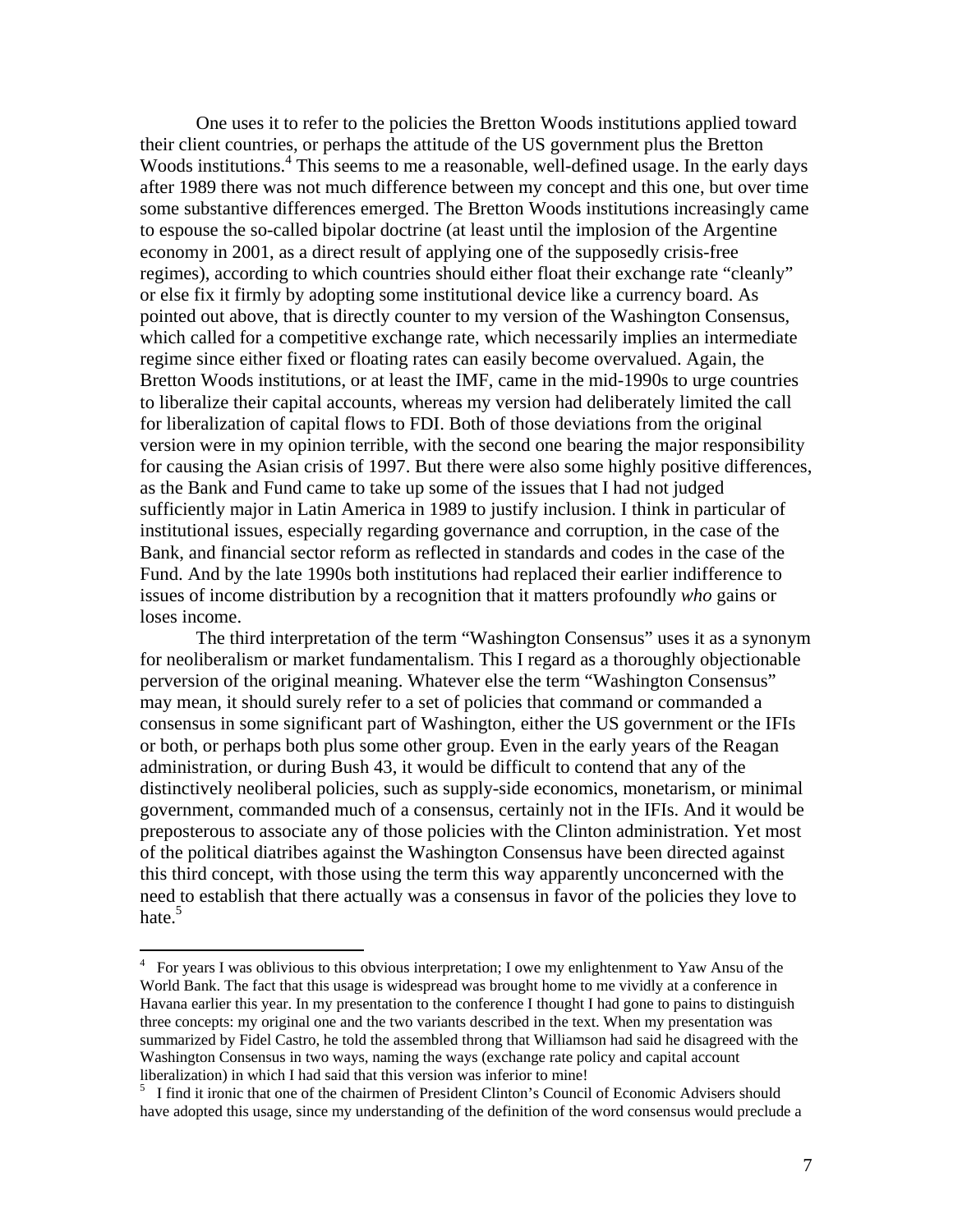One uses it to refer to the policies the Bretton Woods institutions applied toward their client countries, or perhaps the attitude of the US government plus the Bretton Woods institutions.[4] This seems to me a reasonable, well-defined usage. In the early days after 1989 there was not much difference between my concept and this one, but over time some substantive differences emerged. The Bretton Woods institutions increasingly came to espouse the so-called bipolar doctrine (at least until the implosion of the Argentine economy in 2001, as a direct result of applying one of the supposedly crisis-free regimes), according to which countries should either float their exchange rate "cleanly" or else fix it firmly by adopting some institutional device like a currency board. As pointed out above, that is directly counter to my version of the Washington Consensus, which called for a competitive exchange rate, which necessarily implies an intermediate regime since either fixed or floating rates can easily become overvalued. Again, the Bretton Woods institutions, or at least the IMF, came in the mid-1990s to urge countries to liberalize their capital accounts, whereas my version had deliberately limited the call for liberalization of capital flows to FDI. Both of those deviations from the original version were in my opinion terrible, with the second one bearing the major responsibility for causing the Asian crisis of 1997. But there were also some highly positive differences, as the Bank and Fund came to take up some of the issues that I had not judged sufficiently major in Latin America in 1989 to justify inclusion. I think in particular of institutional issues, especially regarding governance and corruption, in the case of the Bank, and financial sector reform as reflected in standards and codes in the case of the Fund. And by the late 1990s both institutions had replaced their earlier indifference to issues of income distribution by a recognition that it matters profoundly *who* gains or loses income.

The third interpretation of the term "Washington Consensus" uses it as a synonym for neoliberalism or market fundamentalism. This I regard as a thoroughly objectionable perversion of the original meaning. Whatever else the term "Washington Consensus" may mean, it should surely refer to a set of policies that command or commanded a consensus in some significant part of Washington, either the US government or the IFIs or both, or perhaps both plus some other group. Even in the early years of the Reagan administration, or during Bush 43, it would be difficult to contend that any of the distinctively neoliberal policies, such as supply-side economics, monetarism, or minimal government, commanded much of a consensus, certainly not in the IFIs. And it would be preposterous to associate any of those policies with the Clinton administration. Yet most of the political diatribes against the Washington Consensus have been directed against this third concept, with those using the term this way apparently unconcerned with the need to establish that there actually was a consensus in favor of the policies they love to hate.[5]

---

[4] For years I was oblivious to this obvious interpretation; I owe my enlightenment to Yaw Ansu of the World Bank. The fact that this usage is widespread was brought home to me vividly at a conference in Havana earlier this year. In my presentation to the conference I thought I had gone to pains to distinguish three concepts: my original one and the two variants described in the text. When my presentation was summarized by Fidel Castro, he told the assembled throng that Williamson had said he disagreed with the Washington Consensus in two ways, naming the ways (exchange rate policy and capital account liberalization) in which I had said that this version was inferior to mine!

[5] I find it ironic that one of the chairmen of President Clinton's Council of Economic Advisers should have adopted this usage, since my understanding of the definition of the word consensus would preclude a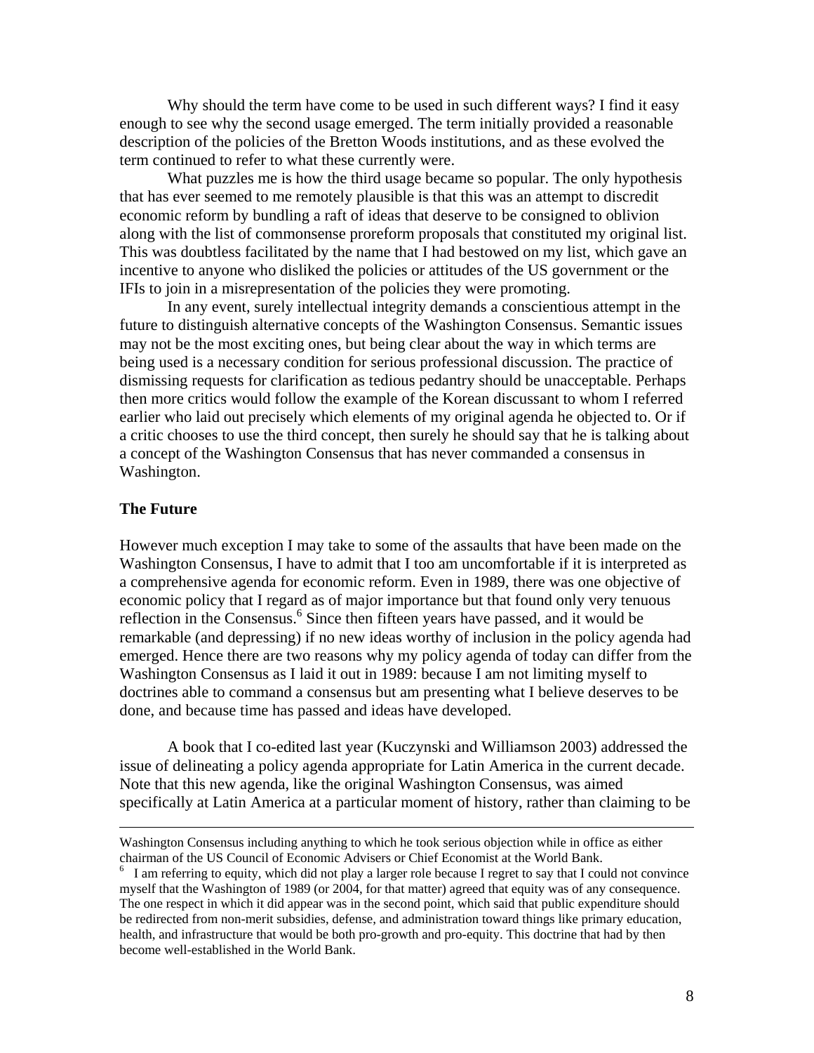Why should the term have come to be used in such different ways? I find it easy enough to see why the second usage emerged. The term initially provided a reasonable description of the policies of the Bretton Woods institutions, and as these evolved the term continued to refer to what these currently were.

What puzzles me is how the third usage became so popular. The only hypothesis that has ever seemed to me remotely plausible is that this was an attempt to discredit economic reform by bundling a raft of ideas that deserve to be consigned to oblivion along with the list of commonsense proreform proposals that constituted my original list. This was doubtless facilitated by the name that I had bestowed on my list, which gave an incentive to anyone who disliked the policies or attitudes of the US government or the IFIs to join in a misrepresentation of the policies they were promoting.

In any event, surely intellectual integrity demands a conscientious attempt in the future to distinguish alternative concepts of the Washington Consensus. Semantic issues may not be the most exciting ones, but being clear about the way in which terms are being used is a necessary condition for serious professional discussion. The practice of dismissing requests for clarification as tedious pedantry should be unacceptable. Perhaps then more critics would follow the example of the Korean discussant to whom I referred earlier who laid out precisely which elements of my original agenda he objected to. Or if a critic chooses to use the third concept, then surely he should say that he is talking about a concept of the Washington Consensus that has never commanded a consensus in Washington.

### The Future

However much exception I may take to some of the assaults that have been made on the Washington Consensus, I have to admit that I too am uncomfortable if it is interpreted as a comprehensive agenda for economic reform. Even in 1989, there was one objective of economic policy that I regard as of major importance but that found only very tenuous reflection in the Consensus.[6] Since then fifteen years have passed, and it would be remarkable (and depressing) if no new ideas worthy of inclusion in the policy agenda had emerged. Hence there are two reasons why my policy agenda of today can differ from the Washington Consensus as I laid it out in 1989: because I am not limiting myself to doctrines able to command a consensus but am presenting what I believe deserves to be done, and because time has passed and ideas have developed.

A book that I co-edited last year (Kuczynski and Williamson 2003) addressed the issue of delineating a policy agenda appropriate for Latin America in the current decade. Note that this new agenda, like the original Washington Consensus, was aimed specifically at Latin America at a particular moment of history, rather than claiming to be

---

Washington Consensus including anything to which he took serious objection while in office as either chairman of the US Council of Economic Advisers or Chief Economist at the World Bank.

[6] I am referring to equity, which did not play a larger role because I regret to say that I could not convince myself that the Washington of 1989 (or 2004, for that matter) agreed that equity was of any consequence. The one respect in which it did appear was in the second point, which said that public expenditure should be redirected from non-merit subsidies, defense, and administration toward things like primary education, health, and infrastructure that would be both pro-growth and pro-equity. This doctrine that had by then become well-established in the World Bank.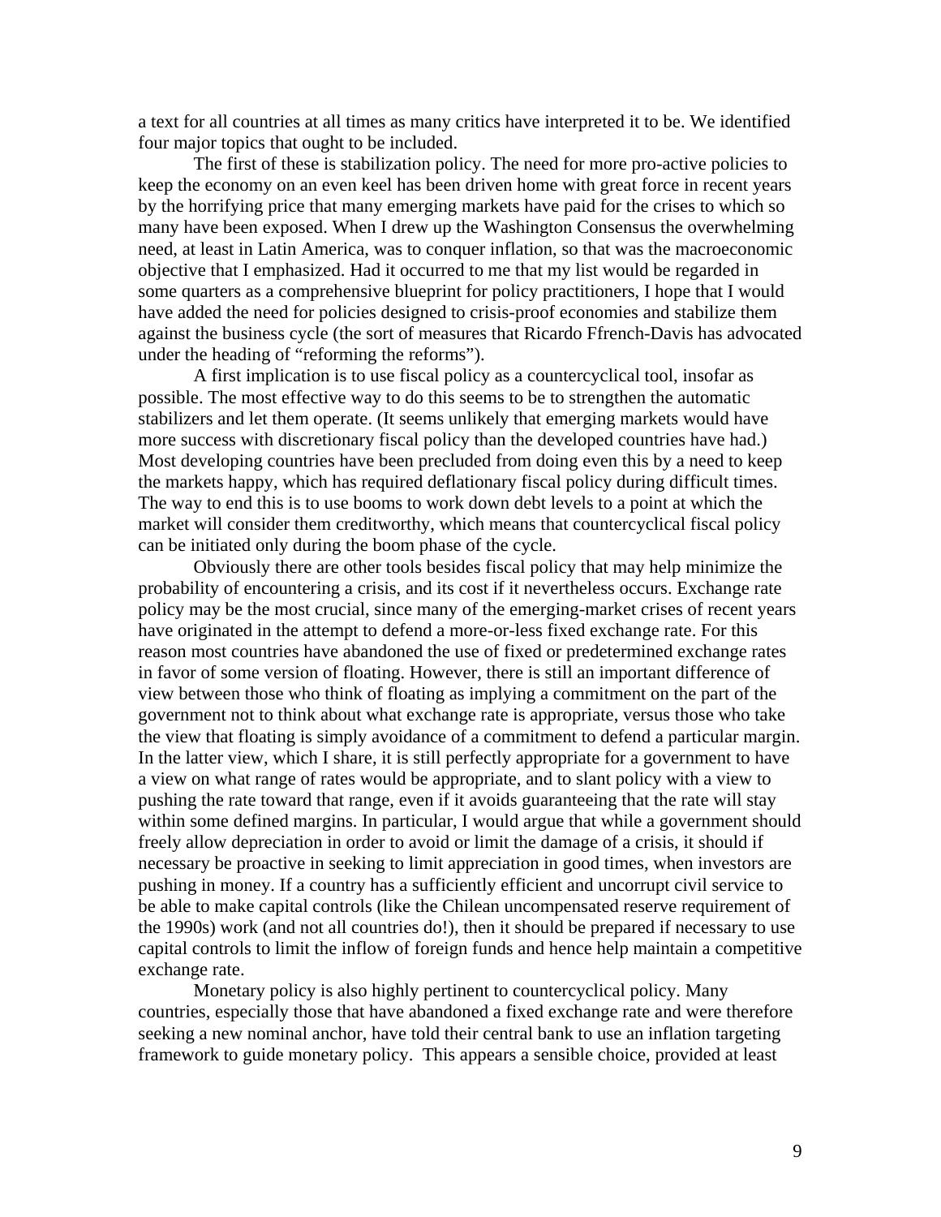a text for all countries at all times as many critics have interpreted it to be. We identified four major topics that ought to be included.

The first of these is stabilization policy. The need for more pro-active policies to keep the economy on an even keel has been driven home with great force in recent years by the horrifying price that many emerging markets have paid for the crises to which so many have been exposed. When I drew up the Washington Consensus the overwhelming need, at least in Latin America, was to conquer inflation, so that was the macroeconomic objective that I emphasized. Had it occurred to me that my list would be regarded in some quarters as a comprehensive blueprint for policy practitioners, I hope that I would have added the need for policies designed to crisis-proof economies and stabilize them against the business cycle (the sort of measures that Ricardo Ffrench-Davis has advocated under the heading of "reforming the reforms").

A first implication is to use fiscal policy as a countercyclical tool, insofar as possible. The most effective way to do this seems to be to strengthen the automatic stabilizers and let them operate. (It seems unlikely that emerging markets would have more success with discretionary fiscal policy than the developed countries have had.) Most developing countries have been precluded from doing even this by a need to keep the markets happy, which has required deflationary fiscal policy during difficult times. The way to end this is to use booms to work down debt levels to a point at which the market will consider them creditworthy, which means that countercyclical fiscal policy can be initiated only during the boom phase of the cycle.

Obviously there are other tools besides fiscal policy that may help minimize the probability of encountering a crisis, and its cost if it nevertheless occurs. Exchange rate policy may be the most crucial, since many of the emerging-market crises of recent years have originated in the attempt to defend a more-or-less fixed exchange rate. For this reason most countries have abandoned the use of fixed or predetermined exchange rates in favor of some version of floating. However, there is still an important difference of view between those who think of floating as implying a commitment on the part of the government not to think about what exchange rate is appropriate, versus those who take the view that floating is simply avoidance of a commitment to defend a particular margin. In the latter view, which I share, it is still perfectly appropriate for a government to have a view on what range of rates would be appropriate, and to slant policy with a view to pushing the rate toward that range, even if it avoids guaranteeing that the rate will stay within some defined margins. In particular, I would argue that while a government should freely allow depreciation in order to avoid or limit the damage of a crisis, it should if necessary be proactive in seeking to limit appreciation in good times, when investors are pushing in money. If a country has a sufficiently efficient and uncorrupt civil service to be able to make capital controls (like the Chilean uncompensated reserve requirement of the 1990s) work (and not all countries do!), then it should be prepared if necessary to use capital controls to limit the inflow of foreign funds and hence help maintain a competitive exchange rate.

Monetary policy is also highly pertinent to countercyclical policy. Many countries, especially those that have abandoned a fixed exchange rate and were therefore seeking a new nominal anchor, have told their central bank to use an inflation targeting framework to guide monetary policy. This appears a sensible choice, provided at least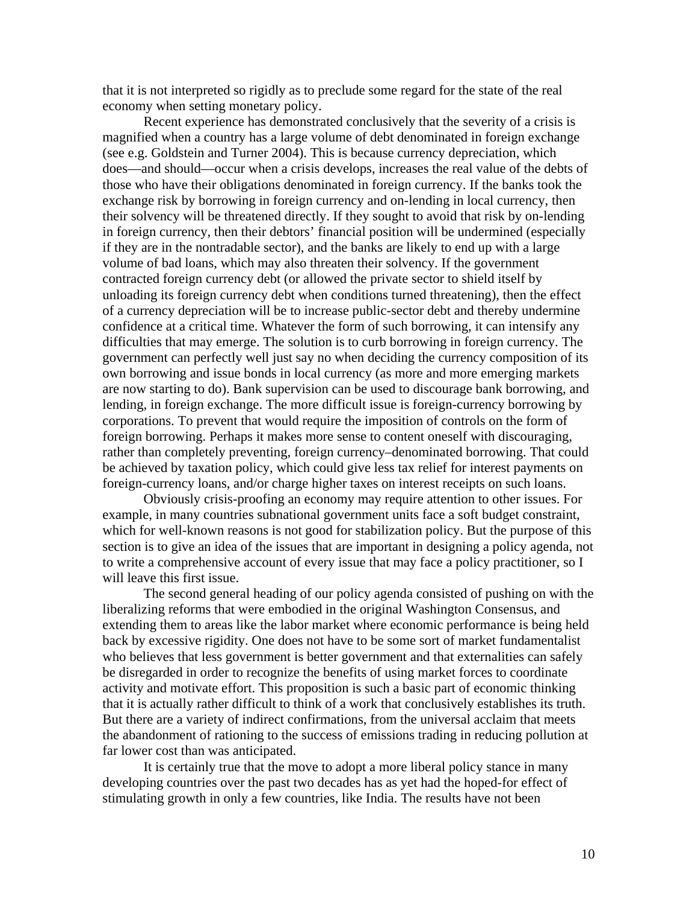that it is not interpreted so rigidly as to preclude some regard for the state of the real economy when setting monetary policy.

Recent experience has demonstrated conclusively that the severity of a crisis is magnified when a country has a large volume of debt denominated in foreign exchange (see e.g. Goldstein and Turner 2004). This is because currency depreciation, which does—and should—occur when a crisis develops, increases the real value of the debts of those who have their obligations denominated in foreign currency. If the banks took the exchange risk by borrowing in foreign currency and on-lending in local currency, then their solvency will be threatened directly. If they sought to avoid that risk by on-lending in foreign currency, then their debtors' financial position will be undermined (especially if they are in the nontradable sector), and the banks are likely to end up with a large volume of bad loans, which may also threaten their solvency. If the government contracted foreign currency debt (or allowed the private sector to shield itself by unloading its foreign currency debt when conditions turned threatening), then the effect of a currency depreciation will be to increase public-sector debt and thereby undermine confidence at a critical time. Whatever the form of such borrowing, it can intensify any difficulties that may emerge. The solution is to curb borrowing in foreign currency. The government can perfectly well just say no when deciding the currency composition of its own borrowing and issue bonds in local currency (as more and more emerging markets are now starting to do). Bank supervision can be used to discourage bank borrowing, and lending, in foreign exchange. The more difficult issue is foreign-currency borrowing by corporations. To prevent that would require the imposition of controls on the form of foreign borrowing. Perhaps it makes more sense to content oneself with discouraging, rather than completely preventing, foreign currency–denominated borrowing. That could be achieved by taxation policy, which could give less tax relief for interest payments on foreign-currency loans, and/or charge higher taxes on interest receipts on such loans.

Obviously crisis-proofing an economy may require attention to other issues. For example, in many countries subnational government units face a soft budget constraint, which for well-known reasons is not good for stabilization policy. But the purpose of this section is to give an idea of the issues that are important in designing a policy agenda, not to write a comprehensive account of every issue that may face a policy practitioner, so I will leave this first issue.

The second general heading of our policy agenda consisted of pushing on with the liberalizing reforms that were embodied in the original Washington Consensus, and extending them to areas like the labor market where economic performance is being held back by excessive rigidity. One does not have to be some sort of market fundamentalist who believes that less government is better government and that externalities can safely be disregarded in order to recognize the benefits of using market forces to coordinate activity and motivate effort. This proposition is such a basic part of economic thinking that it is actually rather difficult to think of a work that conclusively establishes its truth. But there are a variety of indirect confirmations, from the universal acclaim that meets the abandonment of rationing to the success of emissions trading in reducing pollution at far lower cost than was anticipated.

It is certainly true that the move to adopt a more liberal policy stance in many developing countries over the past two decades has as yet had the hoped-for effect of stimulating growth in only a few countries, like India. The results have not been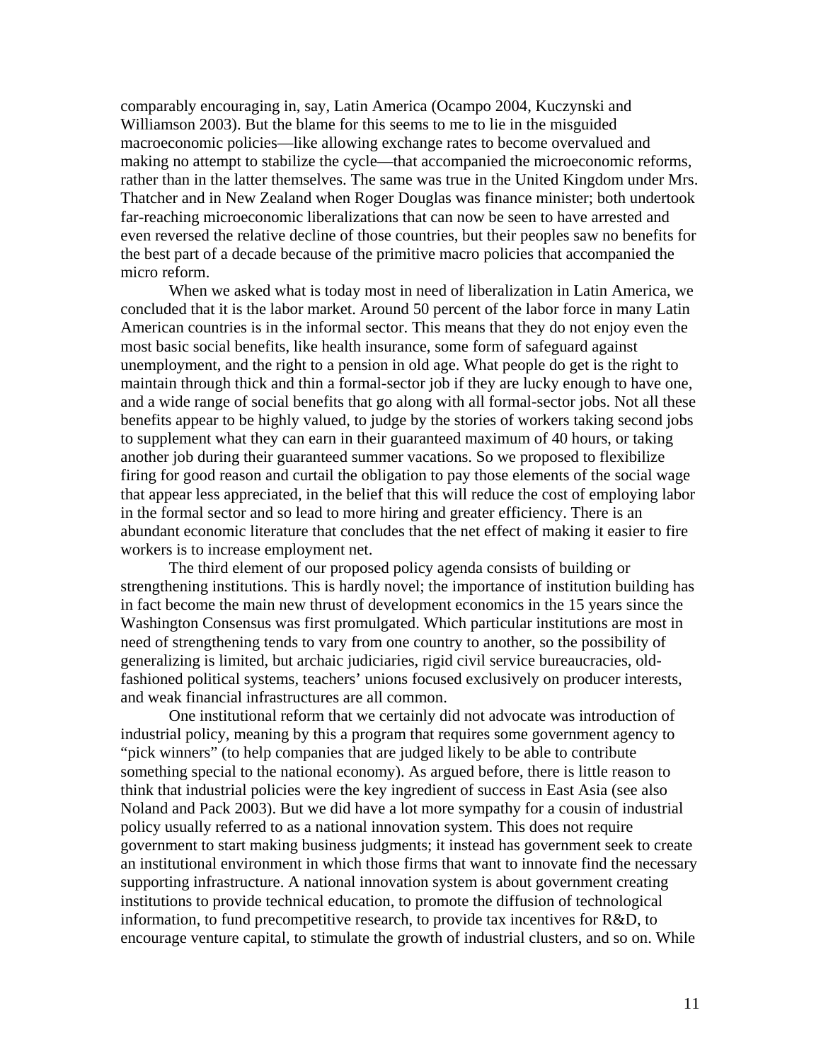comparably encouraging in, say, Latin America (Ocampo 2004, Kuczynski and Williamson 2003). But the blame for this seems to me to lie in the misguided macroeconomic policies—like allowing exchange rates to become overvalued and making no attempt to stabilize the cycle—that accompanied the microeconomic reforms, rather than in the latter themselves. The same was true in the United Kingdom under Mrs. Thatcher and in New Zealand when Roger Douglas was finance minister; both undertook far-reaching microeconomic liberalizations that can now be seen to have arrested and even reversed the relative decline of those countries, but their peoples saw no benefits for the best part of a decade because of the primitive macro policies that accompanied the micro reform.

When we asked what is today most in need of liberalization in Latin America, we concluded that it is the labor market. Around 50 percent of the labor force in many Latin American countries is in the informal sector. This means that they do not enjoy even the most basic social benefits, like health insurance, some form of safeguard against unemployment, and the right to a pension in old age. What people do get is the right to maintain through thick and thin a formal-sector job if they are lucky enough to have one, and a wide range of social benefits that go along with all formal-sector jobs. Not all these benefits appear to be highly valued, to judge by the stories of workers taking second jobs to supplement what they can earn in their guaranteed maximum of 40 hours, or taking another job during their guaranteed summer vacations. So we proposed to flexibilize firing for good reason and curtail the obligation to pay those elements of the social wage that appear less appreciated, in the belief that this will reduce the cost of employing labor in the formal sector and so lead to more hiring and greater efficiency. There is an abundant economic literature that concludes that the net effect of making it easier to fire workers is to increase employment net.

The third element of our proposed policy agenda consists of building or strengthening institutions. This is hardly novel; the importance of institution building has in fact become the main new thrust of development economics in the 15 years since the Washington Consensus was first promulgated. Which particular institutions are most in need of strengthening tends to vary from one country to another, so the possibility of generalizing is limited, but archaic judiciaries, rigid civil service bureaucracies, old-fashioned political systems, teachers' unions focused exclusively on producer interests, and weak financial infrastructures are all common.

One institutional reform that we certainly did not advocate was introduction of industrial policy, meaning by this a program that requires some government agency to "pick winners" (to help companies that are judged likely to be able to contribute something special to the national economy). As argued before, there is little reason to think that industrial policies were the key ingredient of success in East Asia (see also Noland and Pack 2003). But we did have a lot more sympathy for a cousin of industrial policy usually referred to as a national innovation system. This does not require government to start making business judgments; it instead has government seek to create an institutional environment in which those firms that want to innovate find the necessary supporting infrastructure. A national innovation system is about government creating institutions to provide technical education, to promote the diffusion of technological information, to fund precompetitive research, to provide tax incentives for R&D, to encourage venture capital, to stimulate the growth of industrial clusters, and so on. While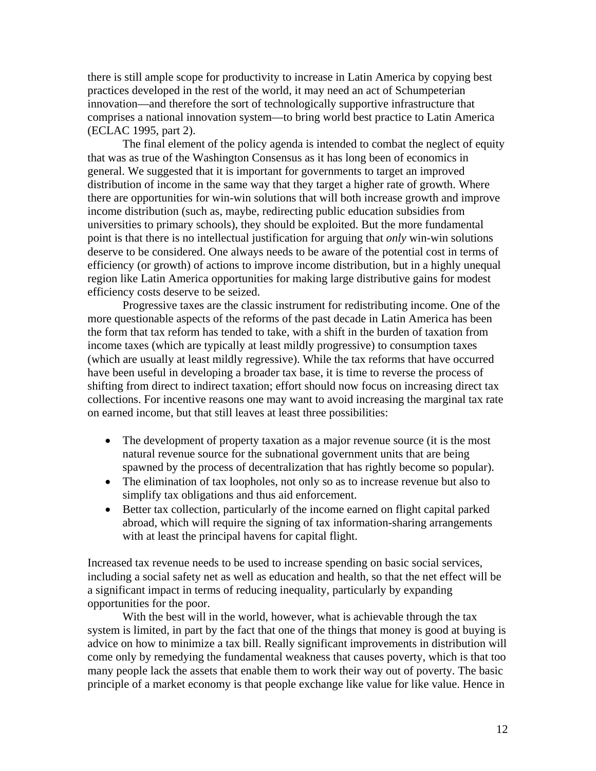there is still ample scope for productivity to increase in Latin America by copying best practices developed in the rest of the world, it may need an act of Schumpeterian innovation—and therefore the sort of technologically supportive infrastructure that comprises a national innovation system—to bring world best practice to Latin America (ECLAC 1995, part 2).

The final element of the policy agenda is intended to combat the neglect of equity that was as true of the Washington Consensus as it has long been of economics in general. We suggested that it is important for governments to target an improved distribution of income in the same way that they target a higher rate of growth. Where there are opportunities for win-win solutions that will both increase growth and improve income distribution (such as, maybe, redirecting public education subsidies from universities to primary schools), they should be exploited. But the more fundamental point is that there is no intellectual justification for arguing that *only* win-win solutions deserve to be considered. One always needs to be aware of the potential cost in terms of efficiency (or growth) of actions to improve income distribution, but in a highly unequal region like Latin America opportunities for making large distributive gains for modest efficiency costs deserve to be seized.

Progressive taxes are the classic instrument for redistributing income. One of the more questionable aspects of the reforms of the past decade in Latin America has been the form that tax reform has tended to take, with a shift in the burden of taxation from income taxes (which are typically at least mildly progressive) to consumption taxes (which are usually at least mildly regressive). While the tax reforms that have occurred have been useful in developing a broader tax base, it is time to reverse the process of shifting from direct to indirect taxation; effort should now focus on increasing direct tax collections. For incentive reasons one may want to avoid increasing the marginal tax rate on earned income, but that still leaves at least three possibilities:

- The development of property taxation as a major revenue source (it is the most natural revenue source for the subnational government units that are being spawned by the process of decentralization that has rightly become so popular).
- The elimination of tax loopholes, not only so as to increase revenue but also to simplify tax obligations and thus aid enforcement.
- Better tax collection, particularly of the income earned on flight capital parked abroad, which will require the signing of tax information-sharing arrangements with at least the principal havens for capital flight.

Increased tax revenue needs to be used to increase spending on basic social services, including a social safety net as well as education and health, so that the net effect will be a significant impact in terms of reducing inequality, particularly by expanding opportunities for the poor.

With the best will in the world, however, what is achievable through the tax system is limited, in part by the fact that one of the things that money is good at buying is advice on how to minimize a tax bill. Really significant improvements in distribution will come only by remedying the fundamental weakness that causes poverty, which is that too many people lack the assets that enable them to work their way out of poverty. The basic principle of a market economy is that people exchange like value for like value. Hence in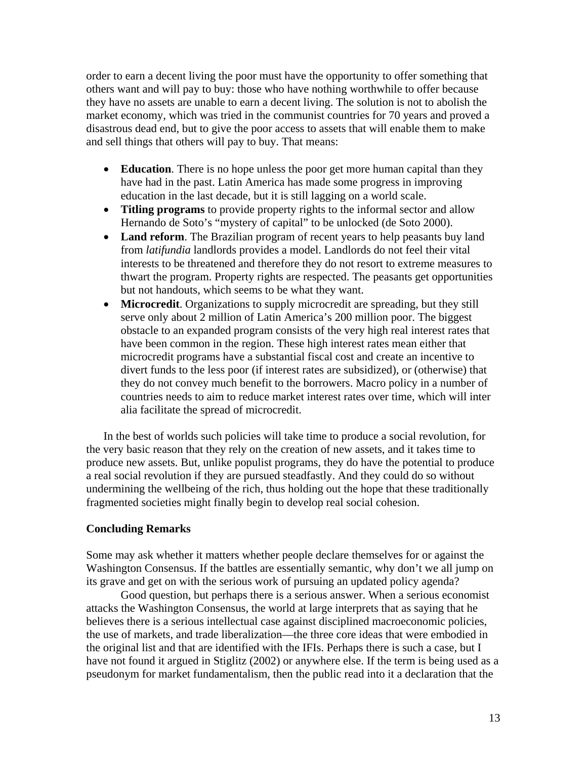order to earn a decent living the poor must have the opportunity to offer something that others want and will pay to buy: those who have nothing worthwhile to offer because they have no assets are unable to earn a decent living. The solution is not to abolish the market economy, which was tried in the communist countries for 70 years and proved a disastrous dead end, but to give the poor access to assets that will enable them to make and sell things that others will pay to buy. That means:

- **Education**. There is no hope unless the poor get more human capital than they have had in the past. Latin America has made some progress in improving education in the last decade, but it is still lagging on a world scale.
- **Titling programs** to provide property rights to the informal sector and allow Hernando de Soto's "mystery of capital" to be unlocked (de Soto 2000).
- **Land reform**. The Brazilian program of recent years to help peasants buy land from *latifundia* landlords provides a model. Landlords do not feel their vital interests to be threatened and therefore they do not resort to extreme measures to thwart the program. Property rights are respected. The peasants get opportunities but not handouts, which seems to be what they want.
- **Microcredit**. Organizations to supply microcredit are spreading, but they still serve only about 2 million of Latin America's 200 million poor. The biggest obstacle to an expanded program consists of the very high real interest rates that have been common in the region. These high interest rates mean either that microcredit programs have a substantial fiscal cost and create an incentive to divert funds to the less poor (if interest rates are subsidized), or (otherwise) that they do not convey much benefit to the borrowers. Macro policy in a number of countries needs to aim to reduce market interest rates over time, which will inter alia facilitate the spread of microcredit.

In the best of worlds such policies will take time to produce a social revolution, for the very basic reason that they rely on the creation of new assets, and it takes time to produce new assets. But, unlike populist programs, they do have the potential to produce a real social revolution if they are pursued steadfastly. And they could do so without undermining the wellbeing of the rich, thus holding out the hope that these traditionally fragmented societies might finally begin to develop real social cohesion.

**Concluding Remarks**

Some may ask whether it matters whether people declare themselves for or against the Washington Consensus. If the battles are essentially semantic, why don't we all jump on its grave and get on with the serious work of pursuing an updated policy agenda?

Good question, but perhaps there is a serious answer. When a serious economist attacks the Washington Consensus, the world at large interprets that as saying that he believes there is a serious intellectual case against disciplined macroeconomic policies, the use of markets, and trade liberalization—the three core ideas that were embodied in the original list and that are identified with the IFIs. Perhaps there is such a case, but I have not found it argued in Stiglitz (2002) or anywhere else. If the term is being used as a pseudonym for market fundamentalism, then the public read into it a declaration that the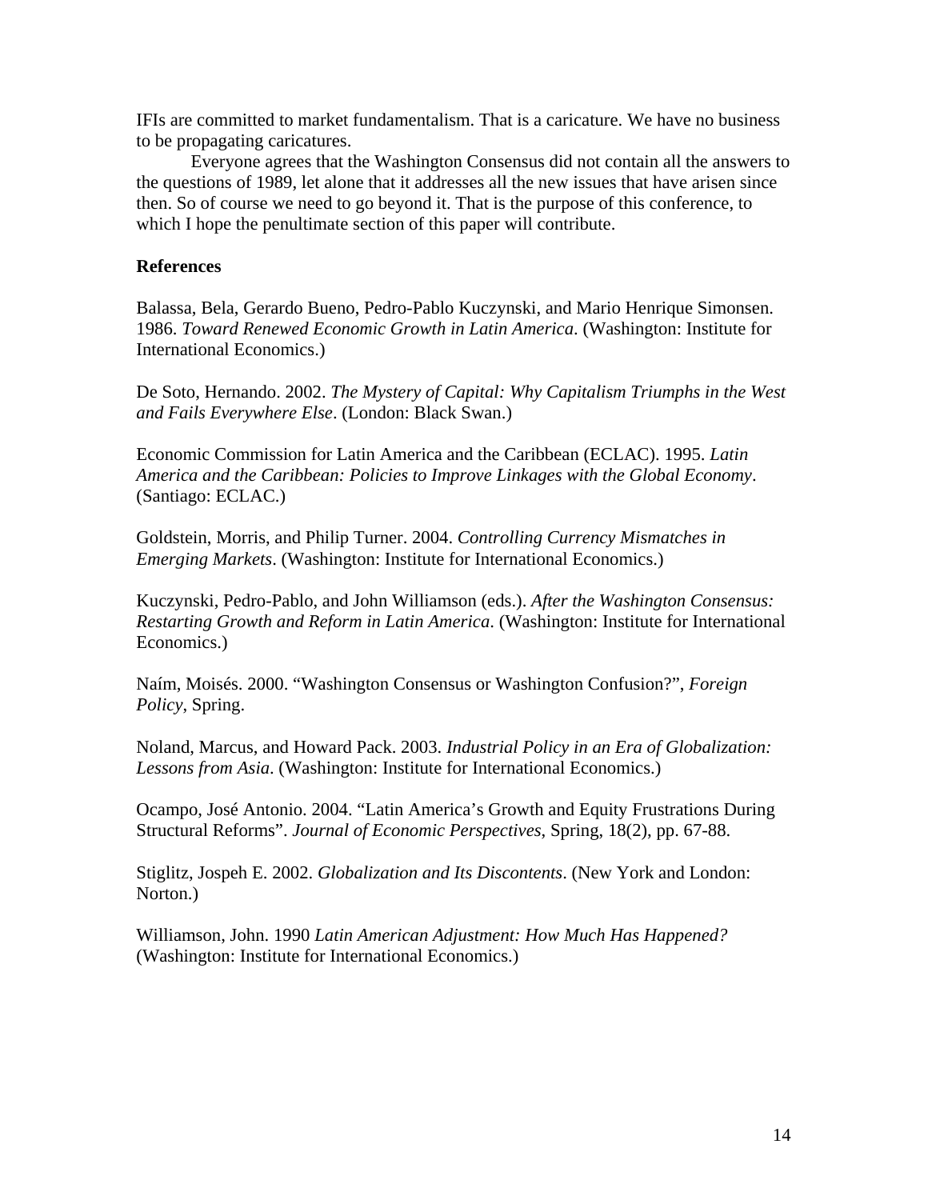IFIs are committed to market fundamentalism. That is a caricature. We have no business to be propagating caricatures.

Everyone agrees that the Washington Consensus did not contain all the answers to the questions of 1989, let alone that it addresses all the new issues that have arisen since then. So of course we need to go beyond it. That is the purpose of this conference, to which I hope the penultimate section of this paper will contribute.

**References**

Balassa, Bela, Gerardo Bueno, Pedro-Pablo Kuczynski, and Mario Henrique Simonsen. 1986. *Toward Renewed Economic Growth in Latin America*. (Washington: Institute for International Economics.)

De Soto, Hernando. 2002. *The Mystery of Capital: Why Capitalism Triumphs in the West and Fails Everywhere Else*. (London: Black Swan.)

Economic Commission for Latin America and the Caribbean (ECLAC). 1995. *Latin America and the Caribbean: Policies to Improve Linkages with the Global Economy*. (Santiago: ECLAC.)

Goldstein, Morris, and Philip Turner. 2004. *Controlling Currency Mismatches in Emerging Markets*. (Washington: Institute for International Economics.)

Kuczynski, Pedro-Pablo, and John Williamson (eds.). *After the Washington Consensus: Restarting Growth and Reform in Latin America*. (Washington: Institute for International Economics.)

Naím, Moisés. 2000. "Washington Consensus or Washington Confusion?", *Foreign Policy*, Spring.

Noland, Marcus, and Howard Pack. 2003. *Industrial Policy in an Era of Globalization: Lessons from Asia*. (Washington: Institute for International Economics.)

Ocampo, José Antonio. 2004. "Latin America's Growth and Equity Frustrations During Structural Reforms". *Journal of Economic Perspectives*, Spring, 18(2), pp. 67-88.

Stiglitz, Jospeh E. 2002. *Globalization and Its Discontents*. (New York and London: Norton.)

Williamson, John. 1990 *Latin American Adjustment: How Much Has Happened?* (Washington: Institute for International Economics.)